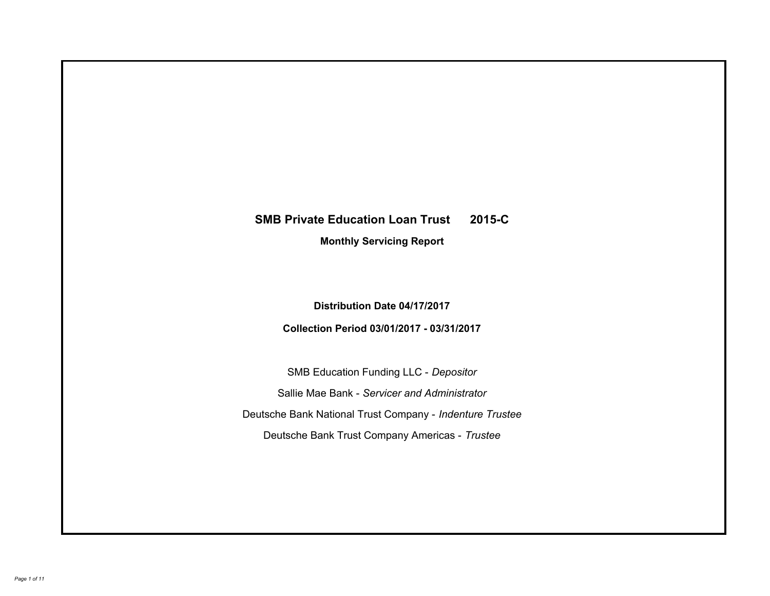# SMB Private Education Loan Trust 2015-C

**Monthly Servicing Report**

**Distribution Date 04/17/2017**

**Collection Period 03/01/2017 - 03/31/2017**

SMB Education Funding LLC - *Depositor*

Sallie Mae Bank - *Servicer and Administrator*

Deutsche Bank National Trust Company - *Indenture Trustee*

Deutsche Bank Trust Company Americas - *Trustee*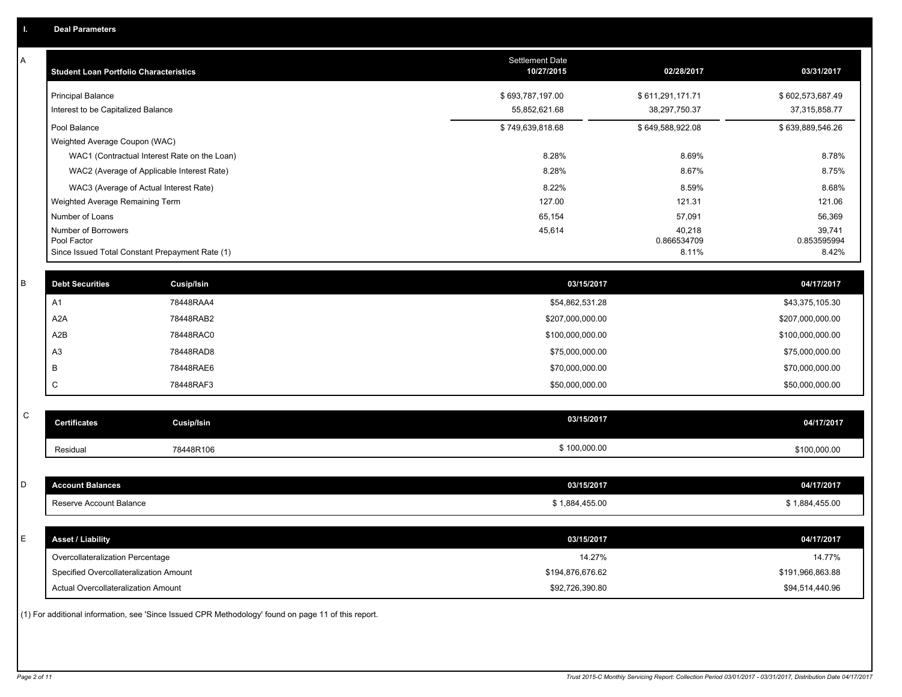# I. Deal Parameters

## A

| Student Loan Portfolio Characteristics | Settlement Date 10/27/2015 | 02/28/2017 | 03/31/2017 |
|---|---|---|---|
| Principal Balance | $ 693,787,197.00 | $ 611,291,171.71 | $ 602,573,687.49 |
| Interest to be Capitalized Balance | 55,852,621.68 | 38,297,750.37 | 37,315,858.77 |
| Pool Balance | $ 749,639,818.68 | $ 649,588,922.08 | $ 639,889,546.26 |
| Weighted Average Coupon (WAC) | | | |
| WAC1 (Contractual Interest Rate on the Loan) | 8.28% | 8.69% | 8.78% |
| WAC2 (Average of Applicable Interest Rate) | 8.28% | 8.67% | 8.75% |
| WAC3 (Average of Actual Interest Rate) | 8.22% | 8.59% | 8.68% |
| Weighted Average Remaining Term | 127.00 | 121.31 | 121.06 |
| Number of Loans | 65,154 | 57,091 | 56,369 |
| Number of Borrowers | 45,614 | 40,218 | 39,741 |
| Pool Factor | | 0.866534709 | 0.853595994 |
| Since Issued Total Constant Prepayment Rate (1) | | 8.11% | 8.42% |

## B

| Debt Securities | Cusip/Isin | 03/15/2017 | 04/17/2017 |
|---|---|---|---|
| A1 | 78448RAA4 | $54,862,531.28 | $43,375,105.30 |
| A2A | 78448RAB2 | $207,000,000.00 | $207,000,000.00 |
| A2B | 78448RAC0 | $100,000,000.00 | $100,000,000.00 |
| A3 | 78448RAD8 | $75,000,000.00 | $75,000,000.00 |
| B | 78448RAE6 | $70,000,000.00 | $70,000,000.00 |
| C | 78448RAF3 | $50,000,000.00 | $50,000,000.00 |

## C

| Certificates | Cusip/Isin | 03/15/2017 | 04/17/2017 |
|---|---|---|---|
| Residual | 78448R106 | $ 100,000.00 | $100,000.00 |

## D

| Account Balances | 03/15/2017 | 04/17/2017 |
|---|---|---|
| Reserve Account Balance | $ 1,884,455.00 | $ 1,884,455.00 |

## E

| Asset / Liability | 03/15/2017 | 04/17/2017 |
|---|---|---|
| Overcollateralization Percentage | 14.27% | 14.77% |
| Specified Overcollateralization Amount | $194,876,676.62 | $191,966,863.88 |
| Actual Overcollateralization Amount | $92,726,390.80 | $94,514,440.96 |

(1) For additional information, see 'Since Issued CPR Methodology' found on page 11 of this report.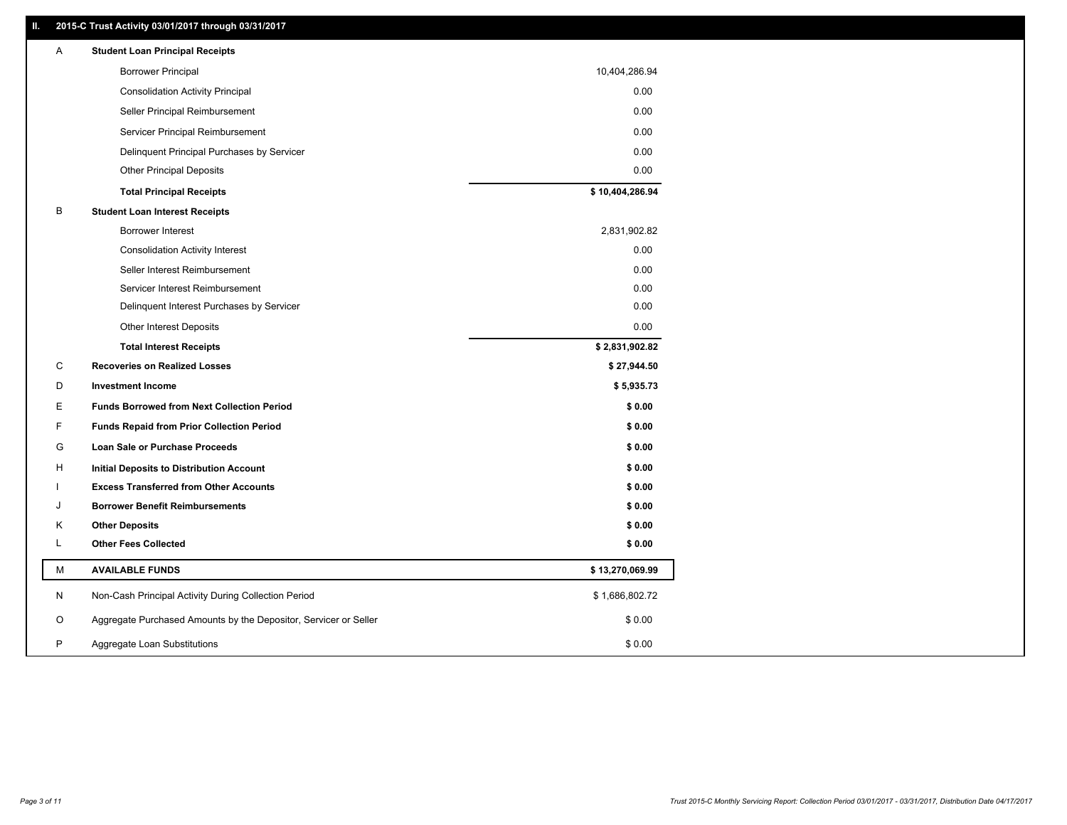## II. 2015-C Trust Activity 03/01/2017 through 03/31/2017

| | | |
|---|---|---|
| A | **Student Loan Principal Receipts** | |
| | Borrower Principal | 10,404,286.94 |
| | Consolidation Activity Principal | 0.00 |
| | Seller Principal Reimbursement | 0.00 |
| | Servicer Principal Reimbursement | 0.00 |
| | Delinquent Principal Purchases by Servicer | 0.00 |
| | Other Principal Deposits | 0.00 |
| | **Total Principal Receipts** | **$ 10,404,286.94** |
| B | **Student Loan Interest Receipts** | |
| | Borrower Interest | 2,831,902.82 |
| | Consolidation Activity Interest | 0.00 |
| | Seller Interest Reimbursement | 0.00 |
| | Servicer Interest Reimbursement | 0.00 |
| | Delinquent Interest Purchases by Servicer | 0.00 |
| | Other Interest Deposits | 0.00 |
| | **Total Interest Receipts** | **$ 2,831,902.82** |
| C | **Recoveries on Realized Losses** | **$ 27,944.50** |
| D | **Investment Income** | **$ 5,935.73** |
| E | **Funds Borrowed from Next Collection Period** | **$ 0.00** |
| F | **Funds Repaid from Prior Collection Period** | **$ 0.00** |
| G | **Loan Sale or Purchase Proceeds** | **$ 0.00** |
| H | **Initial Deposits to Distribution Account** | **$ 0.00** |
| I | **Excess Transferred from Other Accounts** | **$ 0.00** |
| J | **Borrower Benefit Reimbursements** | **$ 0.00** |
| K | **Other Deposits** | **$ 0.00** |
| L | **Other Fees Collected** | **$ 0.00** |
| M | **AVAILABLE FUNDS** | **$ 13,270,069.99** |
| N | Non-Cash Principal Activity During Collection Period | $ 1,686,802.72 |
| O | Aggregate Purchased Amounts by the Depositor, Servicer or Seller | $ 0.00 |
| P | Aggregate Loan Substitutions | $ 0.00 |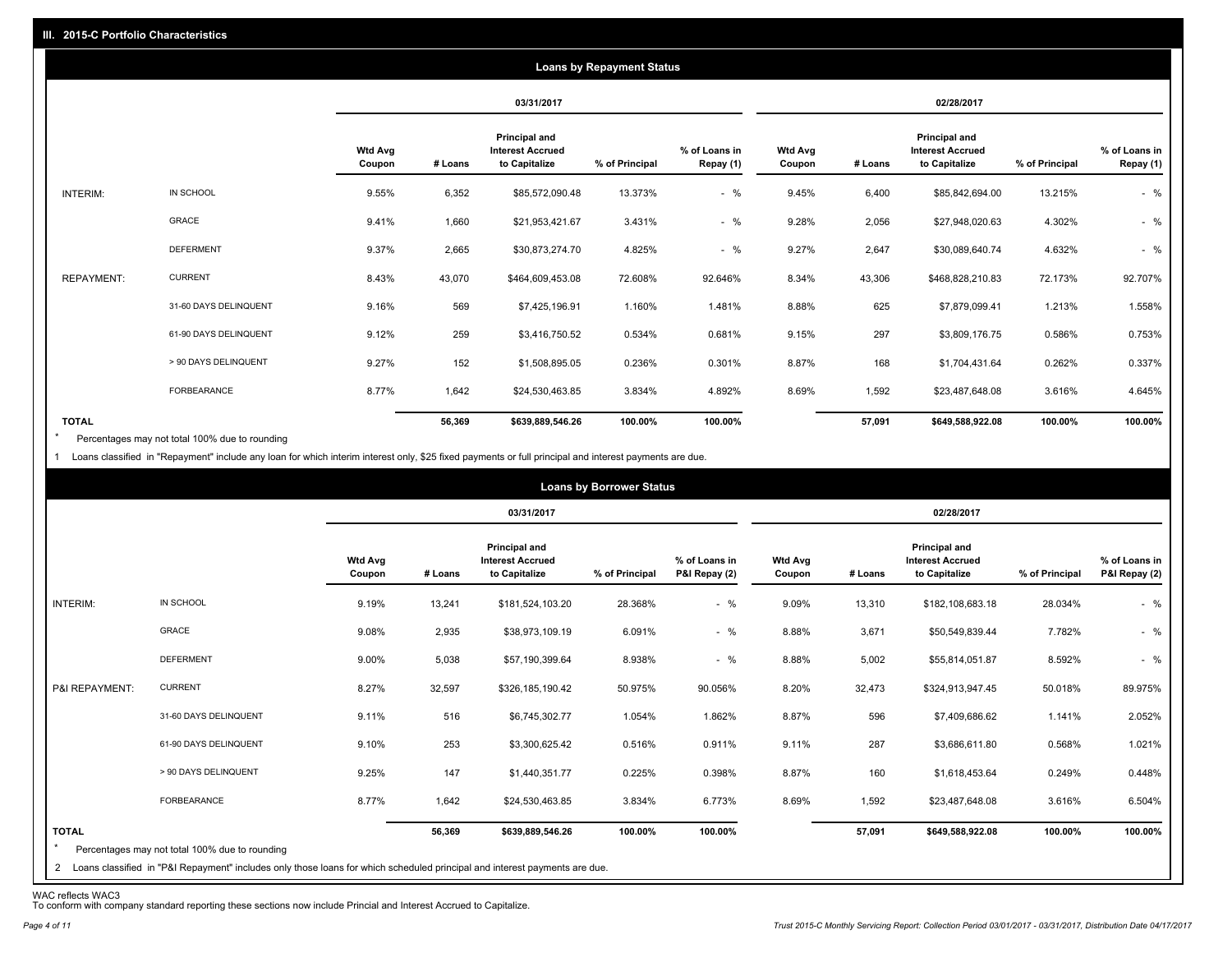## III. 2015-C Portfolio Characteristics

### Loans by Repayment Status

| | | 03/31/2017 | | | | | 02/28/2017 | | | | |
|---|---|---|---|---|---|---|---|---|---|---|---|
| | | Wtd Avg Coupon | # Loans | Principal and Interest Accrued to Capitalize | % of Principal | % of Loans in Repay (1) | Wtd Avg Coupon | # Loans | Principal and Interest Accrued to Capitalize | % of Principal | % of Loans in Repay (1) |
| INTERIM: | IN SCHOOL | 9.55% | 6,352 | $85,572,090.48 | 13.373% | - % | 9.45% | 6,400 | $85,842,694.00 | 13.215% | - % |
| | GRACE | 9.41% | 1,660 | $21,953,421.67 | 3.431% | - % | 9.28% | 2,056 | $27,948,020.63 | 4.302% | - % |
| | DEFERMENT | 9.37% | 2,665 | $30,873,274.70 | 4.825% | - % | 9.27% | 2,647 | $30,089,640.74 | 4.632% | - % |
| REPAYMENT: | CURRENT | 8.43% | 43,070 | $464,609,453.08 | 72.608% | 92.646% | 8.34% | 43,306 | $468,828,210.83 | 72.173% | 92.707% |
| | 31-60 DAYS DELINQUENT | 9.16% | 569 | $7,425,196.91 | 1.160% | 1.481% | 8.88% | 625 | $7,879,099.41 | 1.213% | 1.558% |
| | 61-90 DAYS DELINQUENT | 9.12% | 259 | $3,416,750.52 | 0.534% | 0.681% | 9.15% | 297 | $3,809,176.75 | 0.586% | 0.753% |
| | > 90 DAYS DELINQUENT | 9.27% | 152 | $1,508,895.05 | 0.236% | 0.301% | 8.87% | 168 | $1,704,431.64 | 0.262% | 0.337% |
| | FORBEARANCE | 8.77% | 1,642 | $24,530,463.85 | 3.834% | 4.892% | 8.69% | 1,592 | $23,487,648.08 | 3.616% | 4.645% |
| TOTAL | | | 56,369 | $639,889,546.26 | 100.00% | 100.00% | | 57,091 | $649,588,922.08 | 100.00% | 100.00% |

* Percentages may not total 100% due to rounding

1 Loans classified in "Repayment" include any loan for which interim interest only, $25 fixed payments or full principal and interest payments are due.

### Loans by Borrower Status

| | | 03/31/2017 | | | | | 02/28/2017 | | | | |
|---|---|---|---|---|---|---|---|---|---|---|---|
| | | Wtd Avg Coupon | # Loans | Principal and Interest Accrued to Capitalize | % of Principal | % of Loans in P&I Repay (2) | Wtd Avg Coupon | # Loans | Principal and Interest Accrued to Capitalize | % of Principal | % of Loans in P&I Repay (2) |
| INTERIM: | IN SCHOOL | 9.19% | 13,241 | $181,524,103.20 | 28.368% | - % | 9.09% | 13,310 | $182,108,683.18 | 28.034% | - % |
| | GRACE | 9.08% | 2,935 | $38,973,109.19 | 6.091% | - % | 8.88% | 3,671 | $50,549,839.44 | 7.782% | - % |
| | DEFERMENT | 9.00% | 5,038 | $57,190,399.64 | 8.938% | - % | 8.88% | 5,002 | $55,814,051.87 | 8.592% | - % |
| P&I REPAYMENT: | CURRENT | 8.27% | 32,597 | $326,185,190.42 | 50.975% | 90.056% | 8.20% | 32,473 | $324,913,947.45 | 50.018% | 89.975% |
| | 31-60 DAYS DELINQUENT | 9.11% | 516 | $6,745,302.77 | 1.054% | 1.862% | 8.87% | 596 | $7,409,686.62 | 1.141% | 2.052% |
| | 61-90 DAYS DELINQUENT | 9.10% | 253 | $3,300,625.42 | 0.516% | 0.911% | 9.11% | 287 | $3,686,611.80 | 0.568% | 1.021% |
| | > 90 DAYS DELINQUENT | 9.25% | 147 | $1,440,351.77 | 0.225% | 0.398% | 8.87% | 160 | $1,618,453.64 | 0.249% | 0.448% |
| | FORBEARANCE | 8.77% | 1,642 | $24,530,463.85 | 3.834% | 6.773% | 8.69% | 1,592 | $23,487,648.08 | 3.616% | 6.504% |
| TOTAL | | | 56,369 | $639,889,546.26 | 100.00% | 100.00% | | 57,091 | $649,588,922.08 | 100.00% | 100.00% |

* Percentages may not total 100% due to rounding

2 Loans classified in "P&I Repayment" includes only those loans for which scheduled principal and interest payments are due.

WAC reflects WAC3
To conform with company standard reporting these sections now include Princial and Interest Accrued to Capitalize.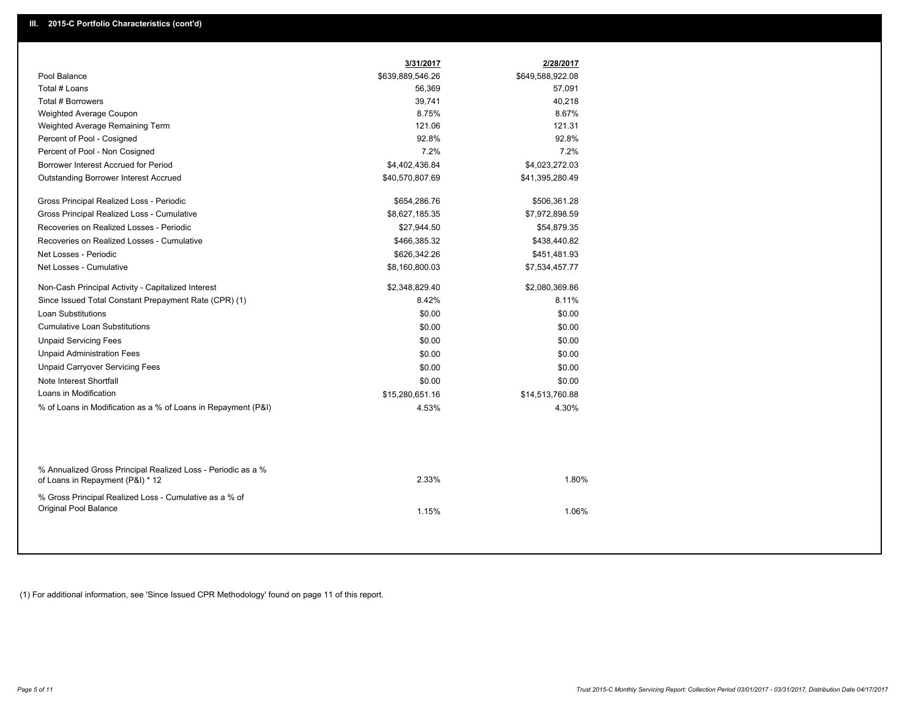## III. 2015-C Portfolio Characteristics (cont'd)

| | 3/31/2017 | 2/28/2017 |
|---|---|---|
| Pool Balance | $639,889,546.26 | $649,588,922.08 |
| Total # Loans | 56,369 | 57,091 |
| Total # Borrowers | 39,741 | 40,218 |
| Weighted Average Coupon | 8.75% | 8.67% |
| Weighted Average Remaining Term | 121.06 | 121.31 |
| Percent of Pool - Cosigned | 92.8% | 92.8% |
| Percent of Pool - Non Cosigned | 7.2% | 7.2% |
| Borrower Interest Accrued for Period | $4,402,436.84 | $4,023,272.03 |
| Outstanding Borrower Interest Accrued | $40,570,807.69 | $41,395,280.49 |
| Gross Principal Realized Loss - Periodic | $654,286.76 | $506,361.28 |
| Gross Principal Realized Loss - Cumulative | $8,627,185.35 | $7,972,898.59 |
| Recoveries on Realized Losses - Periodic | $27,944.50 | $54,879.35 |
| Recoveries on Realized Losses - Cumulative | $466,385.32 | $438,440.82 |
| Net Losses - Periodic | $626,342.26 | $451,481.93 |
| Net Losses - Cumulative | $8,160,800.03 | $7,534,457.77 |
| Non-Cash Principal Activity - Capitalized Interest | $2,348,829.40 | $2,080,369.86 |
| Since Issued Total Constant Prepayment Rate (CPR) (1) | 8.42% | 8.11% |
| Loan Substitutions | $0.00 | $0.00 |
| Cumulative Loan Substitutions | $0.00 | $0.00 |
| Unpaid Servicing Fees | $0.00 | $0.00 |
| Unpaid Administration Fees | $0.00 | $0.00 |
| Unpaid Carryover Servicing Fees | $0.00 | $0.00 |
| Note Interest Shortfall | $0.00 | $0.00 |
| Loans in Modification | $15,280,651.16 | $14,513,760.88 |
| % of Loans in Modification as a % of Loans in Repayment (P&I) | 4.53% | 4.30% |
| % Annualized Gross Principal Realized Loss - Periodic as a % of Loans in Repayment (P&I) * 12 | 2.33% | 1.80% |
| % Gross Principal Realized Loss - Cumulative as a % of Original Pool Balance | 1.15% | 1.06% |

(1) For additional information, see 'Since Issued CPR Methodology' found on page 11 of this report.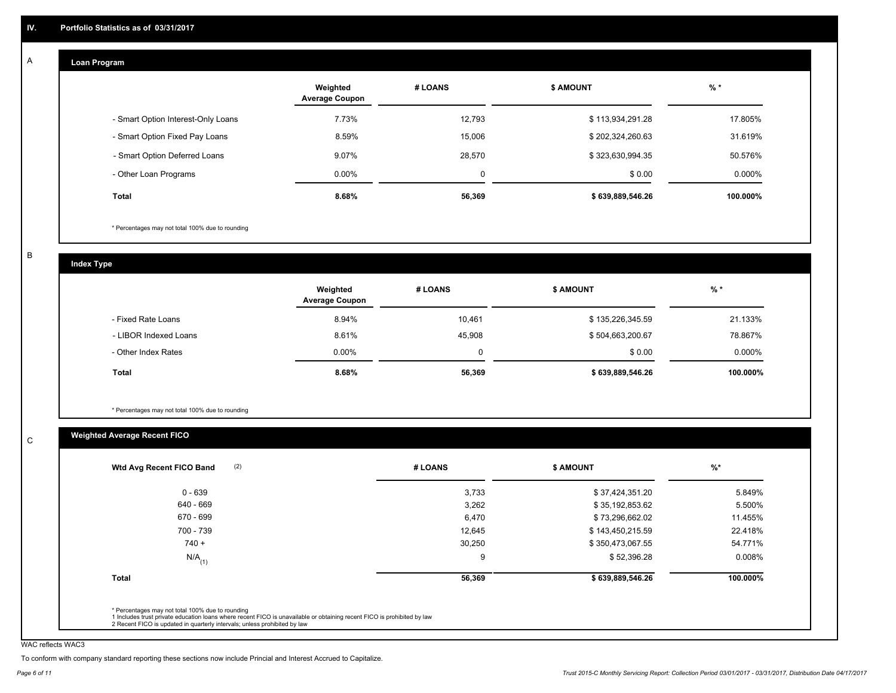## IV. Portfolio Statistics as of 03/31/2017

### A — Loan Program

| | Weighted Average Coupon | # LOANS | $ AMOUNT | % * |
|---|---|---|---|---|
| - Smart Option Interest-Only Loans | 7.73% | 12,793 | $ 113,934,291.28 | 17.805% |
| - Smart Option Fixed Pay Loans | 8.59% | 15,006 | $ 202,324,260.63 | 31.619% |
| - Smart Option Deferred Loans | 9.07% | 28,570 | $ 323,630,994.35 | 50.576% |
| - Other Loan Programs | 0.00% | 0 | $ 0.00 | 0.000% |
| **Total** | **8.68%** | **56,369** | **$ 639,889,546.26** | **100.000%** |

* Percentages may not total 100% due to rounding

### B — Index Type

| | Weighted Average Coupon | # LOANS | $ AMOUNT | % * |
|---|---|---|---|---|
| - Fixed Rate Loans | 8.94% | 10,461 | $ 135,226,345.59 | 21.133% |
| - LIBOR Indexed Loans | 8.61% | 45,908 | $ 504,663,200.67 | 78.867% |
| - Other Index Rates | 0.00% | 0 | $ 0.00 | 0.000% |
| **Total** | **8.68%** | **56,369** | **$ 639,889,546.26** | **100.000%** |

* Percentages may not total 100% due to rounding

### C — Weighted Average Recent FICO

| Wtd Avg Recent FICO Band (2) | # LOANS | $ AMOUNT | %* |
|---|---|---|---|
| 0 - 639 | 3,733 | $ 37,424,351.20 | 5.849% |
| 640 - 669 | 3,262 | $ 35,192,853.62 | 5.500% |
| 670 - 699 | 6,470 | $ 73,296,662.02 | 11.455% |
| 700 - 739 | 12,645 | $ 143,450,215.59 | 22.418% |
| 740 + | 30,250 | $ 350,473,067.55 | 54.771% |
| N/A (1) | 9 | $ 52,396.28 | 0.008% |
| **Total** | **56,369** | **$ 639,889,546.26** | **100.000%** |

* Percentages may not total 100% due to rounding
1 Includes trust private education loans where recent FICO is unavailable or obtaining recent FICO is prohibited by law
2 Recent FICO is updated in quarterly intervals; unless prohibited by law

WAC reflects WAC3

To conform with company standard reporting these sections now include Princial and Interest Accrued to Capitalize.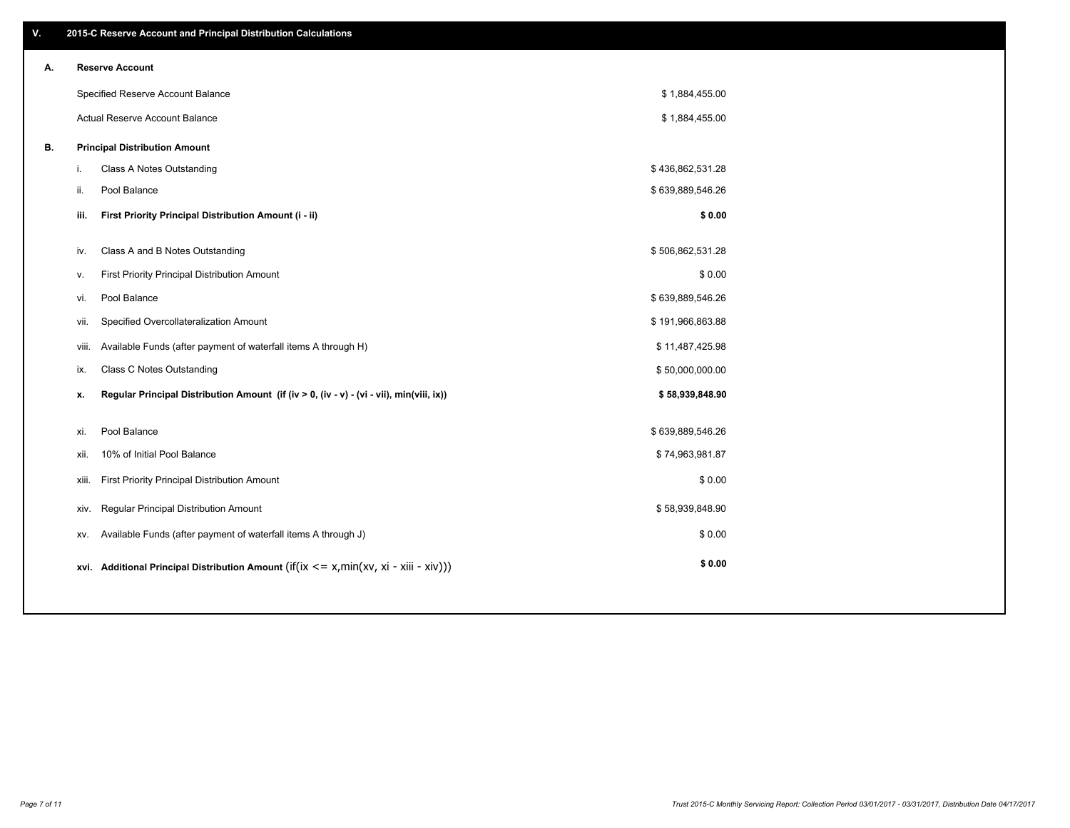## V. 2015-C Reserve Account and Principal Distribution Calculations

### A. Reserve Account

| | |
|---|---|
| Specified Reserve Account Balance | $ 1,884,455.00 |
| Actual Reserve Account Balance | $ 1,884,455.00 |

### B. Principal Distribution Amount

| | | |
|---|---|---|
| i. | Class A Notes Outstanding | $ 436,862,531.28 |
| ii. | Pool Balance | $ 639,889,546.26 |
| **iii.** | **First Priority Principal Distribution Amount (i - ii)** | **$ 0.00** |
| iv. | Class A and B Notes Outstanding | $ 506,862,531.28 |
| v. | First Priority Principal Distribution Amount | $ 0.00 |
| vi. | Pool Balance | $ 639,889,546.26 |
| vii. | Specified Overcollateralization Amount | $ 191,966,863.88 |
| viii. | Available Funds (after payment of waterfall items A through H) | $ 11,487,425.98 |
| ix. | Class C Notes Outstanding | $ 50,000,000.00 |
| **x.** | **Regular Principal Distribution Amount (if (iv > 0, (iv - v) - (vi - vii), min(viii, ix))** | **$ 58,939,848.90** |
| xi. | Pool Balance | $ 639,889,546.26 |
| xii. | 10% of Initial Pool Balance | $ 74,963,981.87 |
| xiii. | First Priority Principal Distribution Amount | $ 0.00 |
| xiv. | Regular Principal Distribution Amount | $ 58,939,848.90 |
| xv. | Available Funds (after payment of waterfall items A through J) | $ 0.00 |
| **xvi.** | **Additional Principal Distribution Amount** (if(ix <= x,min(xv, xi - xiii - xiv))) | **$ 0.00** |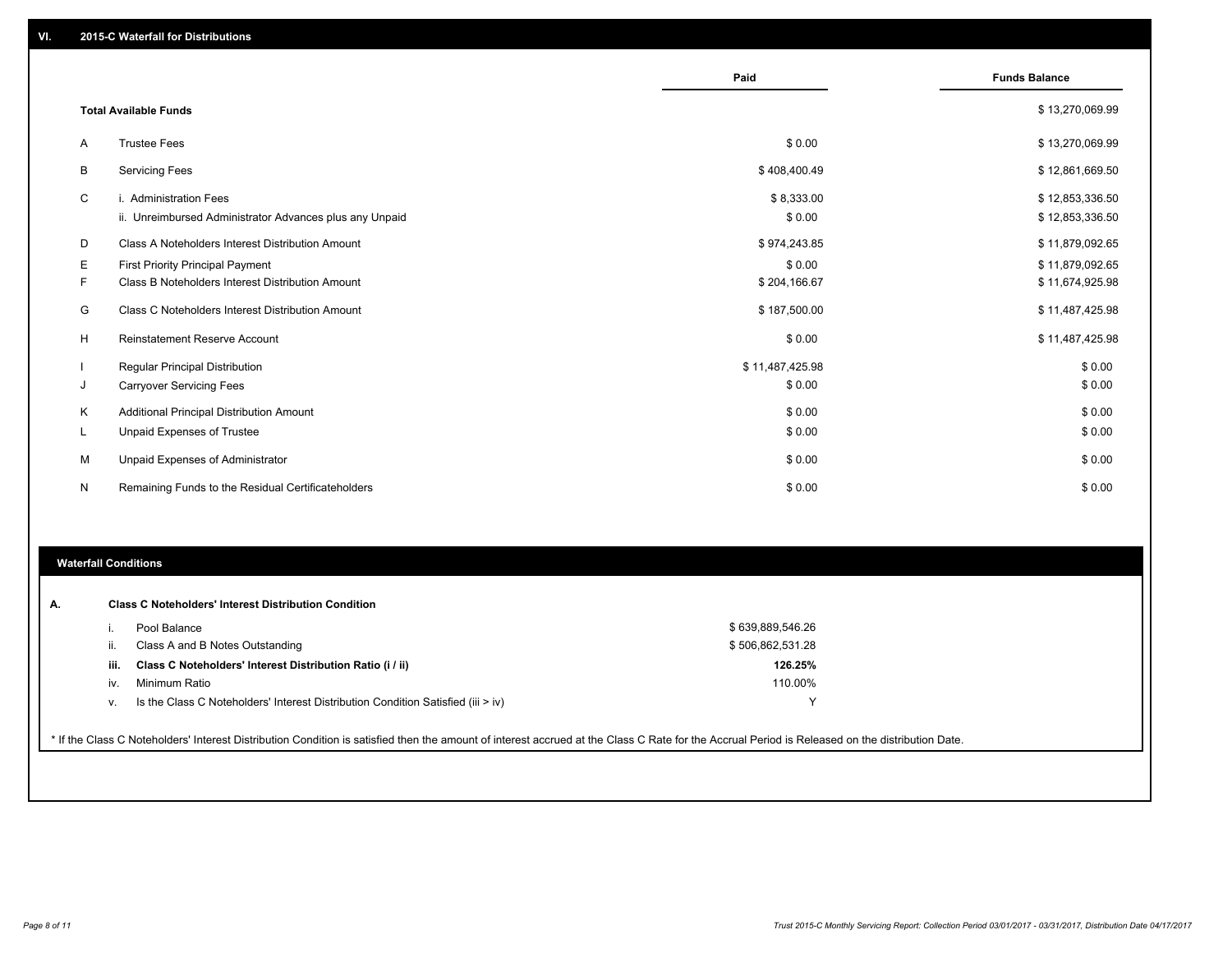## VI. 2015-C Waterfall for Distributions

| | | Paid | Funds Balance |
|---|---|---|---|
| | **Total Available Funds** | | $ 13,270,069.99 |
| A | Trustee Fees | $ 0.00 | $ 13,270,069.99 |
| B | Servicing Fees | $ 408,400.49 | $ 12,861,669.50 |
| C | i. Administration Fees | $ 8,333.00 | $ 12,853,336.50 |
| | ii. Unreimbursed Administrator Advances plus any Unpaid | $ 0.00 | $ 12,853,336.50 |
| D | Class A Noteholders Interest Distribution Amount | $ 974,243.85 | $ 11,879,092.65 |
| E | First Priority Principal Payment | $ 0.00 | $ 11,879,092.65 |
| F | Class B Noteholders Interest Distribution Amount | $ 204,166.67 | $ 11,674,925.98 |
| G | Class C Noteholders Interest Distribution Amount | $ 187,500.00 | $ 11,487,425.98 |
| H | Reinstatement Reserve Account | $ 0.00 | $ 11,487,425.98 |
| I | Regular Principal Distribution | $ 11,487,425.98 | $ 0.00 |
| J | Carryover Servicing Fees | $ 0.00 | $ 0.00 |
| K | Additional Principal Distribution Amount | $ 0.00 | $ 0.00 |
| L | Unpaid Expenses of Trustee | $ 0.00 | $ 0.00 |
| M | Unpaid Expenses of Administrator | $ 0.00 | $ 0.00 |
| N | Remaining Funds to the Residual Certificateholders | $ 0.00 | $ 0.00 |

## Waterfall Conditions

| | | |
|---|---|---|
| **A.** | **Class C Noteholders' Interest Distribution Condition** | |
| i. | Pool Balance | $ 639,889,546.26 |
| ii. | Class A and B Notes Outstanding | $ 506,862,531.28 |
| **iii.** | **Class C Noteholders' Interest Distribution Ratio (i / ii)** | **126.25%** |
| iv. | Minimum Ratio | 110.00% |
| v. | Is the Class C Noteholders' Interest Distribution Condition Satisfied (iii > iv) | Y |

* If the Class C Noteholders' Interest Distribution Condition is satisfied then the amount of interest accrued at the Class C Rate for the Accrual Period is Released on the distribution Date.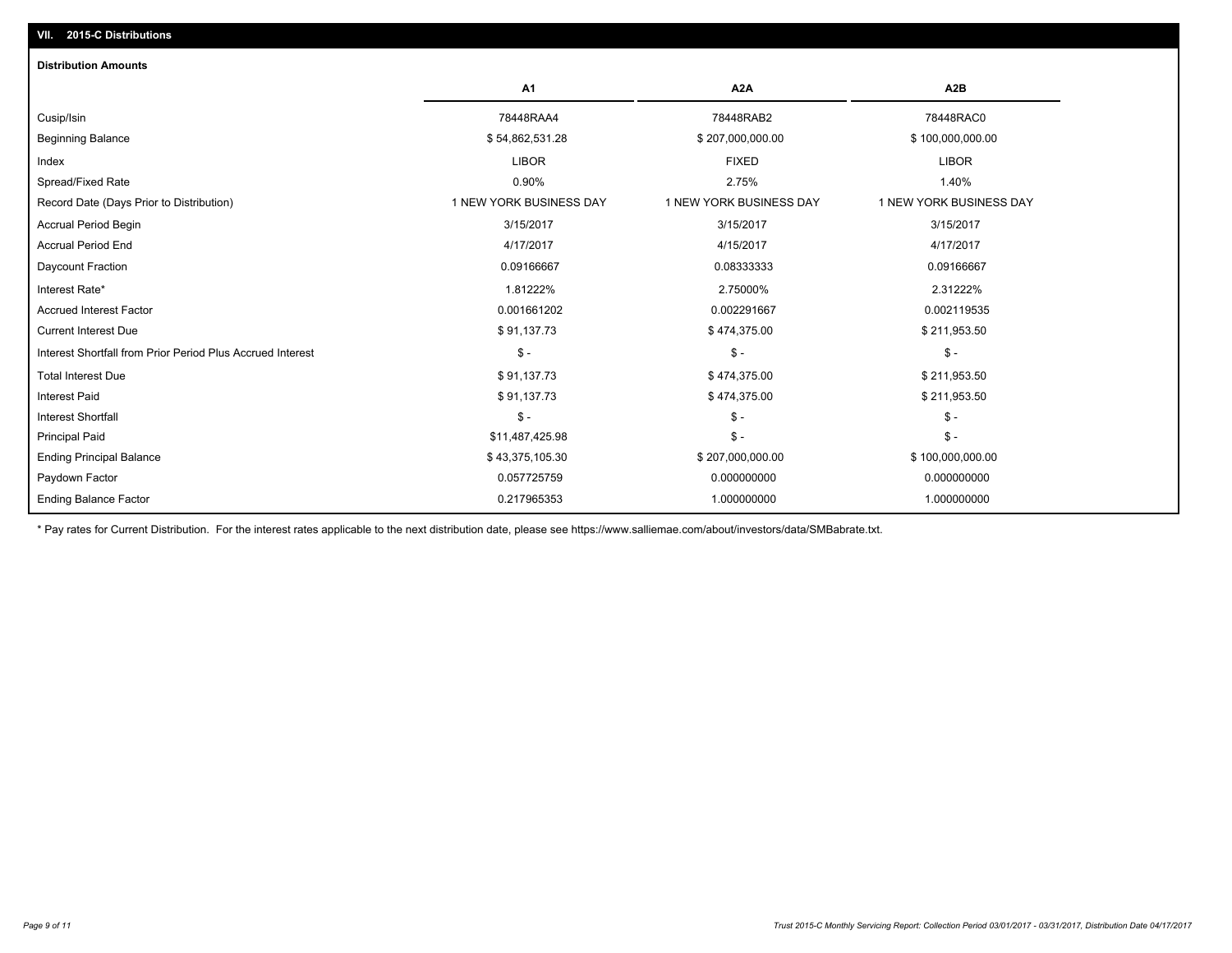## VII. 2015-C Distributions

### Distribution Amounts

| | A1 | A2A | A2B |
|---|---|---|---|
| Cusip/Isin | 78448RAA4 | 78448RAB2 | 78448RAC0 |
| Beginning Balance | $ 54,862,531.28 | $ 207,000,000.00 | $ 100,000,000.00 |
| Index | LIBOR | FIXED | LIBOR |
| Spread/Fixed Rate | 0.90% | 2.75% | 1.40% |
| Record Date (Days Prior to Distribution) | 1 NEW YORK BUSINESS DAY | 1 NEW YORK BUSINESS DAY | 1 NEW YORK BUSINESS DAY |
| Accrual Period Begin | 3/15/2017 | 3/15/2017 | 3/15/2017 |
| Accrual Period End | 4/17/2017 | 4/15/2017 | 4/17/2017 |
| Daycount Fraction | 0.09166667 | 0.08333333 | 0.09166667 |
| Interest Rate* | 1.81222% | 2.75000% | 2.31222% |
| Accrued Interest Factor | 0.001661202 | 0.002291667 | 0.002119535 |
| Current Interest Due | $ 91,137.73 | $ 474,375.00 | $ 211,953.50 |
| Interest Shortfall from Prior Period Plus Accrued Interest | $ - | $ - | $ - |
| Total Interest Due | $ 91,137.73 | $ 474,375.00 | $ 211,953.50 |
| Interest Paid | $ 91,137.73 | $ 474,375.00 | $ 211,953.50 |
| Interest Shortfall | $ - | $ - | $ - |
| Principal Paid | $11,487,425.98 | $ - | $ - |
| Ending Principal Balance | $ 43,375,105.30 | $ 207,000,000.00 | $ 100,000,000.00 |
| Paydown Factor | 0.057725759 | 0.000000000 | 0.000000000 |
| Ending Balance Factor | 0.217965353 | 1.000000000 | 1.000000000 |

* Pay rates for Current Distribution. For the interest rates applicable to the next distribution date, please see https://www.salliemae.com/about/investors/data/SMBabrate.txt.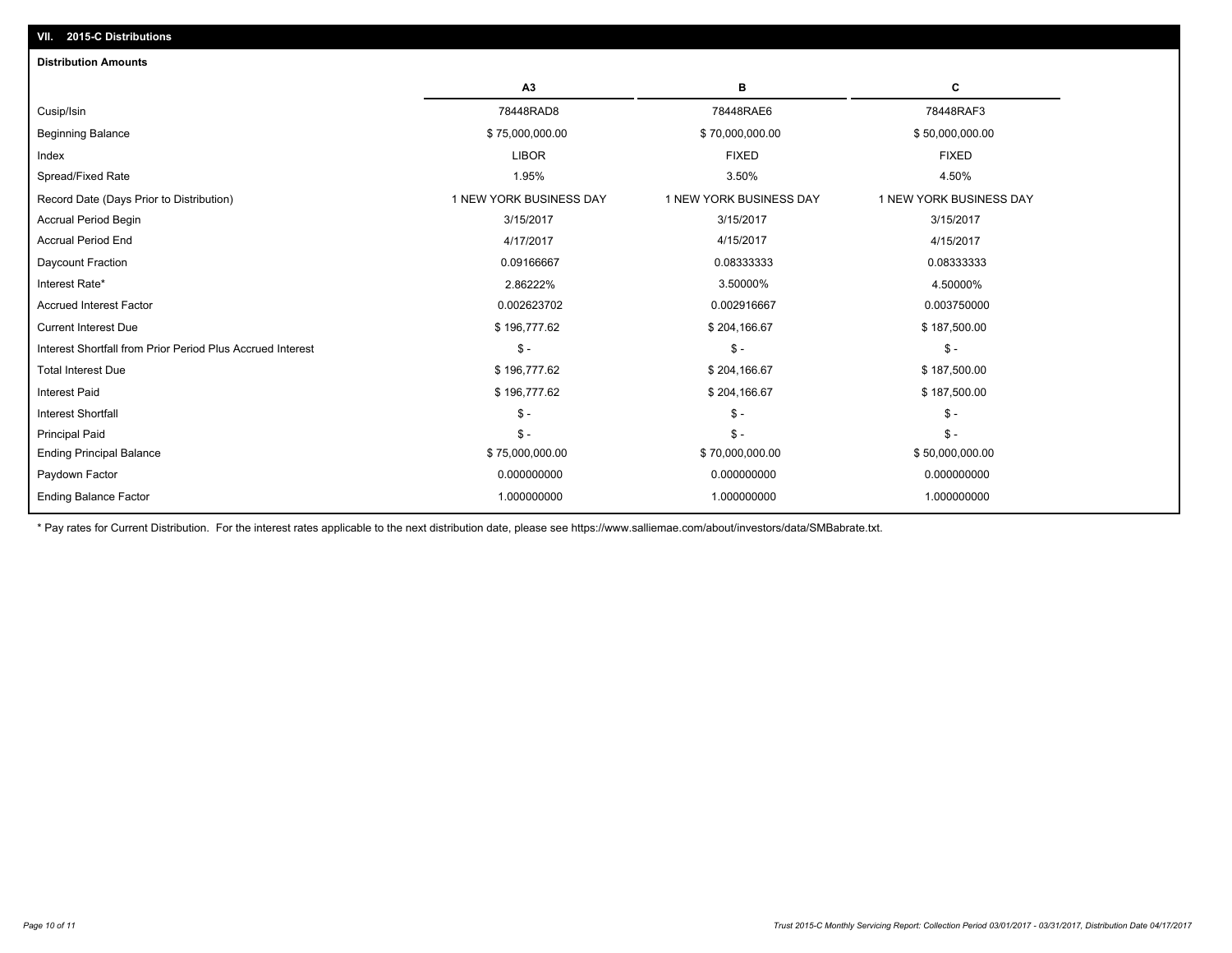## VII. 2015-C Distributions

### Distribution Amounts

| | A3 | B | C |
|---|---|---|---|
| Cusip/Isin | 78448RAD8 | 78448RAE6 | 78448RAF3 |
| Beginning Balance | $ 75,000,000.00 | $ 70,000,000.00 | $ 50,000,000.00 |
| Index | LIBOR | FIXED | FIXED |
| Spread/Fixed Rate | 1.95% | 3.50% | 4.50% |
| Record Date (Days Prior to Distribution) | 1 NEW YORK BUSINESS DAY | 1 NEW YORK BUSINESS DAY | 1 NEW YORK BUSINESS DAY |
| Accrual Period Begin | 3/15/2017 | 3/15/2017 | 3/15/2017 |
| Accrual Period End | 4/17/2017 | 4/15/2017 | 4/15/2017 |
| Daycount Fraction | 0.09166667 | 0.08333333 | 0.08333333 |
| Interest Rate* | 2.86222% | 3.50000% | 4.50000% |
| Accrued Interest Factor | 0.002623702 | 0.002916667 | 0.003750000 |
| Current Interest Due | $ 196,777.62 | $ 204,166.67 | $ 187,500.00 |
| Interest Shortfall from Prior Period Plus Accrued Interest | $ - | $ - | $ - |
| Total Interest Due | $ 196,777.62 | $ 204,166.67 | $ 187,500.00 |
| Interest Paid | $ 196,777.62 | $ 204,166.67 | $ 187,500.00 |
| Interest Shortfall | $ - | $ - | $ - |
| Principal Paid | $ - | $ - | $ - |
| Ending Principal Balance | $ 75,000,000.00 | $ 70,000,000.00 | $ 50,000,000.00 |
| Paydown Factor | 0.000000000 | 0.000000000 | 0.000000000 |
| Ending Balance Factor | 1.000000000 | 1.000000000 | 1.000000000 |

* Pay rates for Current Distribution. For the interest rates applicable to the next distribution date, please see https://www.salliemae.com/about/investors/data/SMBabrate.txt.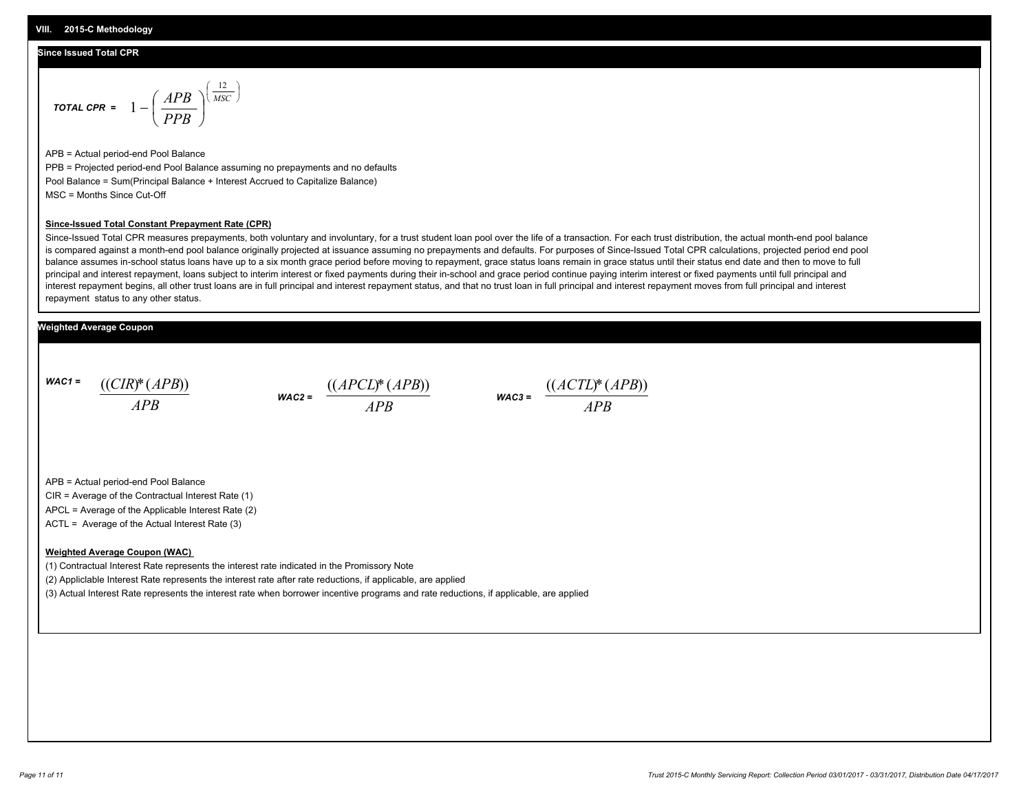## VIII. 2015-C Methodology

### Since Issued Total CPR

$$\textbf{TOTAL CPR} = 1 - \left(\frac{APB}{PPB}\right)^{\left(\frac{12}{MSC}\right)}$$

APB = Actual period-end Pool Balance

PPB = Projected period-end Pool Balance assuming no prepayments and no defaults

Pool Balance = Sum(Principal Balance + Interest Accrued to Capitalize Balance)

MSC = Months Since Cut-Off

**Since-Issued Total Constant Prepayment Rate (CPR)**

Since-Issued Total CPR measures prepayments, both voluntary and involuntary, for a trust student loan pool over the life of a transaction. For each trust distribution, the actual month-end pool balance is compared against a month-end pool balance originally projected at issuance assuming no prepayments and defaults. For purposes of Since-Issued Total CPR calculations, projected period end pool balance assumes in-school status loans have up to a six month grace period before moving to repayment, grace status loans remain in grace status until their status end date and then to move to full principal and interest repayment, loans subject to interim interest or fixed payments during their in-school and grace period continue paying interim interest or fixed payments until full principal and interest repayment begins, all other trust loans are in full principal and interest repayment status, and that no trust loan in full principal and interest repayment moves from full principal and interest repayment status to any other status.

### Weighted Average Coupon

$$\textbf{WAC1} = \frac{((CIR)*(APB))}{APB} \qquad \textbf{WAC2} = \frac{((APCL)*(APB))}{APB} \qquad \textbf{WAC3} = \frac{((ACTL)*(APB))}{APB}$$

APB = Actual period-end Pool Balance

CIR = Average of the Contractual Interest Rate (1)

APCL = Average of the Applicable Interest Rate (2)

ACTL = Average of the Actual Interest Rate (3)

**Weighted Average Coupon (WAC)**

(1) Contractual Interest Rate represents the interest rate indicated in the Promissory Note

(2) Appliclable Interest Rate represents the interest rate after rate reductions, if applicable, are applied

(3) Actual Interest Rate represents the interest rate when borrower incentive programs and rate reductions, if applicable, are applied